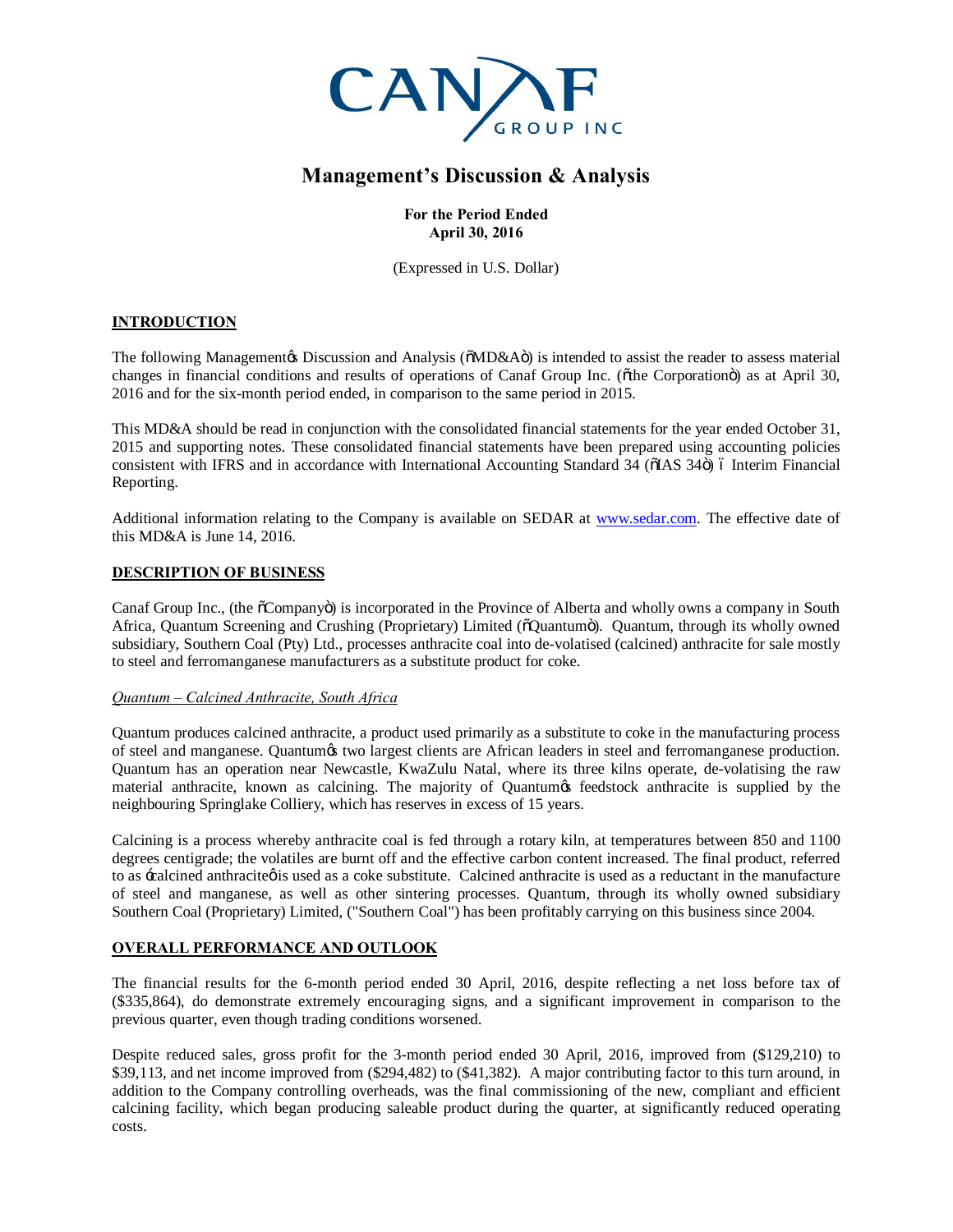CANAF GROUP INC

# Management's Discussion & Analysis

**For the Period Ended**
**April 30, 2016**

(Expressed in U.S. Dollar)

## INTRODUCTION

The following Management's Discussion and Analysis ("MD&A") is intended to assist the reader to assess material changes in financial conditions and results of operations of Canaf Group Inc. ("the Corporation") as at April 30, 2016 and for the six-month period ended, in comparison to the same period in 2015.

This MD&A should be read in conjunction with the consolidated financial statements for the year ended October 31, 2015 and supporting notes. These consolidated financial statements have been prepared using accounting policies consistent with IFRS and in accordance with International Accounting Standard 34 ("IAS 34") – Interim Financial Reporting.

Additional information relating to the Company is available on SEDAR at www.sedar.com. The effective date of this MD&A is June 14, 2016.

## DESCRIPTION OF BUSINESS

Canaf Group Inc., (the "Company") is incorporated in the Province of Alberta and wholly owns a company in South Africa, Quantum Screening and Crushing (Proprietary) Limited ("Quantum"). Quantum, through its wholly owned subsidiary, Southern Coal (Pty) Ltd., processes anthracite coal into de-volatised (calcined) anthracite for sale mostly to steel and ferromanganese manufacturers as a substitute product for coke.

*Quantum – Calcined Anthracite, South Africa*

Quantum produces calcined anthracite, a product used primarily as a substitute to coke in the manufacturing process of steel and manganese. Quantum's two largest clients are African leaders in steel and ferromanganese production. Quantum has an operation near Newcastle, KwaZulu Natal, where its three kilns operate, de-volatising the raw material anthracite, known as calcining. The majority of Quantum's feedstock anthracite is supplied by the neighbouring Springlake Colliery, which has reserves in excess of 15 years.

Calcining is a process whereby anthracite coal is fed through a rotary kiln, at temperatures between 850 and 1100 degrees centigrade; the volatiles are burnt off and the effective carbon content increased. The final product, referred to as 'calcined anthracite' is used as a coke substitute. Calcined anthracite is used as a reductant in the manufacture of steel and manganese, as well as other sintering processes. Quantum, through its wholly owned subsidiary Southern Coal (Proprietary) Limited, ("Southern Coal") has been profitably carrying on this business since 2004.

## OVERALL PERFORMANCE AND OUTLOOK

The financial results for the 6-month period ended 30 April, 2016, despite reflecting a net loss before tax of ($335,864), do demonstrate extremely encouraging signs, and a significant improvement in comparison to the previous quarter, even though trading conditions worsened.

Despite reduced sales, gross profit for the 3-month period ended 30 April, 2016, improved from ($129,210) to $39,113, and net income improved from ($294,482) to ($41,382). A major contributing factor to this turn around, in addition to the Company controlling overheads, was the final commissioning of the new, compliant and efficient calcining facility, which began producing saleable product during the quarter, at significantly reduced operating costs.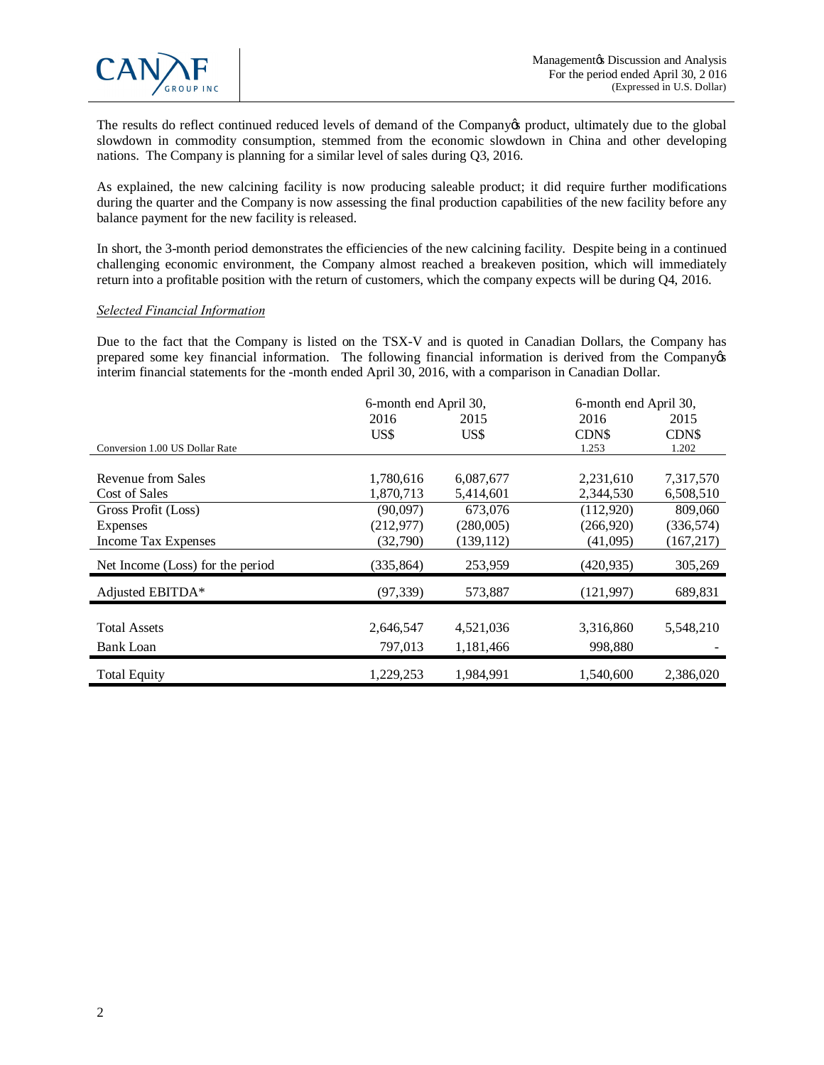The results do reflect continued reduced levels of demand of the Company's product, ultimately due to the global slowdown in commodity consumption, stemmed from the economic slowdown in China and other developing nations. The Company is planning for a similar level of sales during Q3, 2016.

As explained, the new calcining facility is now producing saleable product; it did require further modifications during the quarter and the Company is now assessing the final production capabilities of the new facility before any balance payment for the new facility is released.

In short, the 3-month period demonstrates the efficiencies of the new calcining facility. Despite being in a continued challenging economic environment, the Company almost reached a breakeven position, which will immediately return into a profitable position with the return of customers, which the company expects will be during Q4, 2016.

*Selected Financial Information*

Due to the fact that the Company is listed on the TSX-V and is quoted in Canadian Dollars, the Company has prepared some key financial information. The following financial information is derived from the Company's interim financial statements for the -month ended April 30, 2016, with a comparison in Canadian Dollar.

| | 6-month end April 30, | | 6-month end April 30, | |
|---|---|---|---|---|
| | 2016 | 2015 | 2016 | 2015 |
| | US$ | US$ | CDN$ | CDN$ |
| Conversion 1.00 US Dollar Rate | | | 1.253 | 1.202 |
| Revenue from Sales | 1,780,616 | 6,087,677 | 2,231,610 | 7,317,570 |
| Cost of Sales | 1,870,713 | 5,414,601 | 2,344,530 | 6,508,510 |
| Gross Profit (Loss) | (90,097) | 673,076 | (112,920) | 809,060 |
| Expenses | (212,977) | (280,005) | (266,920) | (336,574) |
| Income Tax Expenses | (32,790) | (139,112) | (41,095) | (167,217) |
| Net Income (Loss) for the period | (335,864) | 253,959 | (420,935) | 305,269 |
| Adjusted EBITDA* | (97,339) | 573,887 | (121,997) | 689,831 |
| Total Assets | 2,646,547 | 4,521,036 | 3,316,860 | 5,548,210 |
| Bank Loan | 797,013 | 1,181,466 | 998,880 | - |
| Total Equity | 1,229,253 | 1,984,991 | 1,540,600 | 2,386,020 |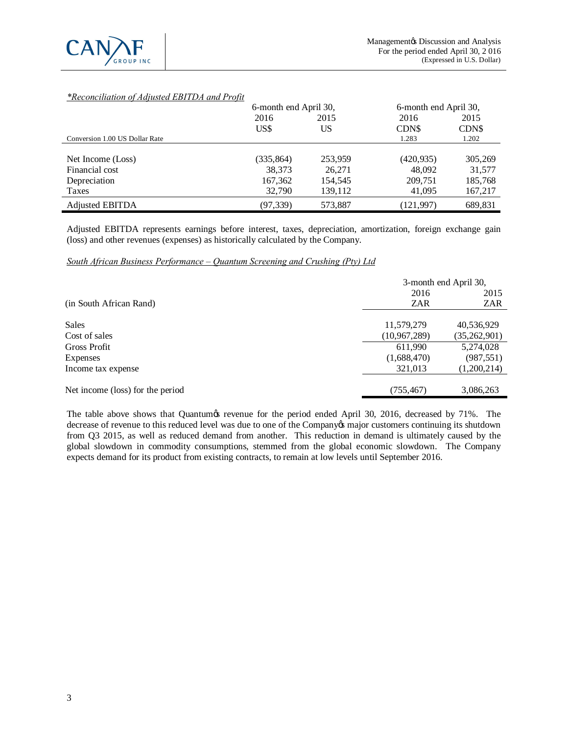*\*Reconciliation of Adjusted EBITDA and Profit*

| | 6-month end April 30, | | 6-month end April 30, | |
|---|---|---|---|---|
| | 2016 | 2015 | 2016 | 2015 |
| | US$ | US | CDN$ | CDN$ |
| Conversion 1.00 US Dollar Rate | | | 1.283 | 1.202 |
| Net Income (Loss) | (335,864) | 253,959 | (420,935) | 305,269 |
| Financial cost | 38,373 | 26,271 | 48,092 | 31,577 |
| Depreciation | 167,362 | 154,545 | 209,751 | 185,768 |
| Taxes | 32,790 | 139,112 | 41,095 | 167,217 |
| Adjusted EBITDA | (97,339) | 573,887 | (121,997) | 689,831 |

Adjusted EBITDA represents earnings before interest, taxes, depreciation, amortization, foreign exchange gain (loss) and other revenues (expenses) as historically calculated by the Company.

*South African Business Performance – Quantum Screening and Crushing (Pty) Ltd*

| | 3-month end April 30, | |
|---|---|---|
| | 2016 | 2015 |
| (in South African Rand) | ZAR | ZAR |
| Sales | 11,579,279 | 40,536,929 |
| Cost of sales | (10,967,289) | (35,262,901) |
| Gross Profit | 611,990 | 5,274,028 |
| Expenses | (1,688,470) | (987,551) |
| Income tax expense | 321,013 | (1,200,214) |
| Net income (loss) for the period | (755,467) | 3,086,263 |

The table above shows that Quantum's revenue for the period ended April 30, 2016, decreased by 71%. The decrease of revenue to this reduced level was due to one of the Company's major customers continuing its shutdown from Q3 2015, as well as reduced demand from another. This reduction in demand is ultimately caused by the global slowdown in commodity consumptions, stemmed from the global economic slowdown. The Company expects demand for its product from existing contracts, to remain at low levels until September 2016.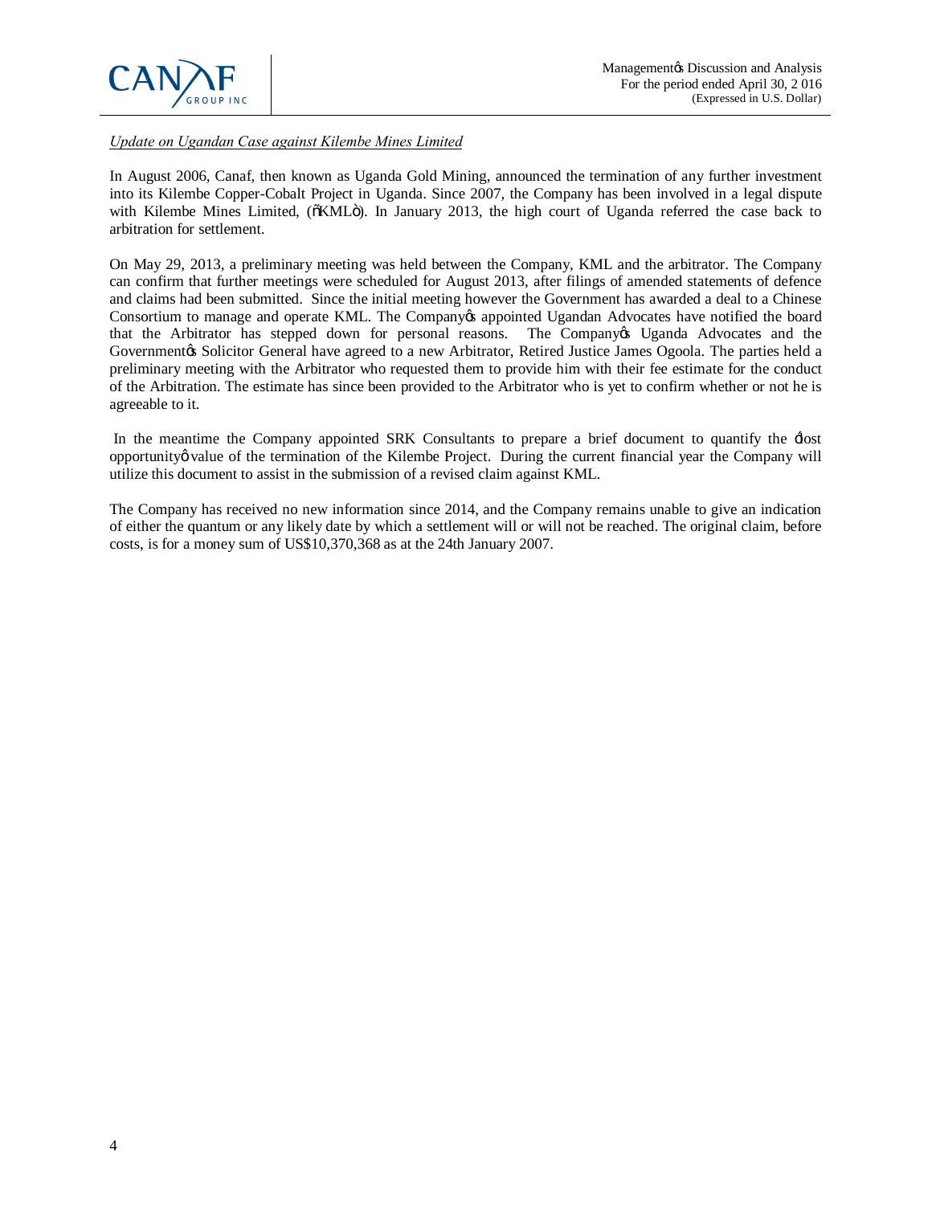*Update on Ugandan Case against Kilembe Mines Limited*

In August 2006, Canaf, then known as Uganda Gold Mining, announced the termination of any further investment into its Kilembe Copper-Cobalt Project in Uganda. Since 2007, the Company has been involved in a legal dispute with Kilembe Mines Limited, ("KML"). In January 2013, the high court of Uganda referred the case back to arbitration for settlement.

On May 29, 2013, a preliminary meeting was held between the Company, KML and the arbitrator. The Company can confirm that further meetings were scheduled for August 2013, after filings of amended statements of defence and claims had been submitted. Since the initial meeting however the Government has awarded a deal to a Chinese Consortium to manage and operate KML. The Company's appointed Ugandan Advocates have notified the board that the Arbitrator has stepped down for personal reasons. The Company's Uganda Advocates and the Government's Solicitor General have agreed to a new Arbitrator, Retired Justice James Ogoola. The parties held a preliminary meeting with the Arbitrator who requested them to provide him with their fee estimate for the conduct of the Arbitration. The estimate has since been provided to the Arbitrator who is yet to confirm whether or not he is agreeable to it.

In the meantime the Company appointed SRK Consultants to prepare a brief document to quantify the 'lost opportunity' value of the termination of the Kilembe Project. During the current financial year the Company will utilize this document to assist in the submission of a revised claim against KML.

The Company has received no new information since 2014, and the Company remains unable to give an indication of either the quantum or any likely date by which a settlement will or will not be reached. The original claim, before costs, is for a money sum of US$10,370,368 as at the 24th January 2007.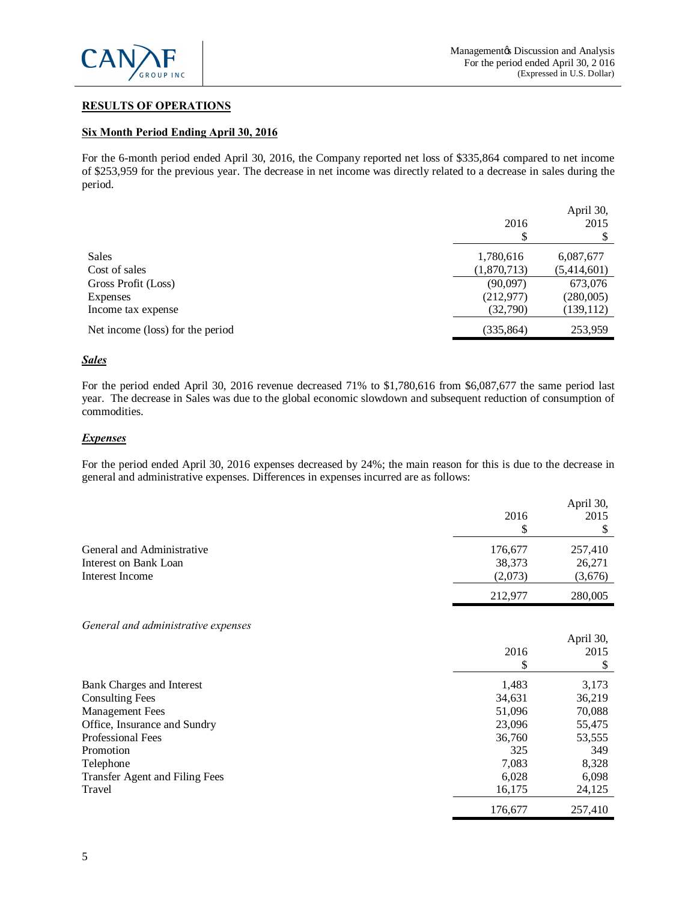## RESULTS OF OPERATIONS

### Six Month Period Ending April 30, 2016

For the 6-month period ended April 30, 2016, the Company reported net loss of $335,864 compared to net income of $253,959 for the previous year. The decrease in net income was directly related to a decrease in sales during the period.

| | 2016 $ | April 30, 2015 $ |
|---|---|---|
| Sales | 1,780,616 | 6,087,677 |
| Cost of sales | (1,870,713) | (5,414,601) |
| Gross Profit (Loss) | (90,097) | 673,076 |
| Expenses | (212,977) | (280,005) |
| Income tax expense | (32,790) | (139,112) |
| Net income (loss) for the period | (335,864) | 253,959 |

### *Sales*

For the period ended April 30, 2016 revenue decreased 71% to $1,780,616 from $6,087,677 the same period last year. The decrease in Sales was due to the global economic slowdown and subsequent reduction of consumption of commodities.

### *Expenses*

For the period ended April 30, 2016 expenses decreased by 24%; the main reason for this is due to the decrease in general and administrative expenses. Differences in expenses incurred are as follows:

| | 2016 $ | April 30, 2015 $ |
|---|---|---|
| General and Administrative | 176,677 | 257,410 |
| Interest on Bank Loan | 38,373 | 26,271 |
| Interest Income | (2,073) | (3,676) |
| | 212,977 | 280,005 |

*General and administrative expenses*

| | 2016 $ | April 30, 2015 $ |
|---|---|---|
| Bank Charges and Interest | 1,483 | 3,173 |
| Consulting Fees | 34,631 | 36,219 |
| Management Fees | 51,096 | 70,088 |
| Office, Insurance and Sundry | 23,096 | 55,475 |
| Professional Fees | 36,760 | 53,555 |
| Promotion | 325 | 349 |
| Telephone | 7,083 | 8,328 |
| Transfer Agent and Filing Fees | 6,028 | 6,098 |
| Travel | 16,175 | 24,125 |
| | 176,677 | 257,410 |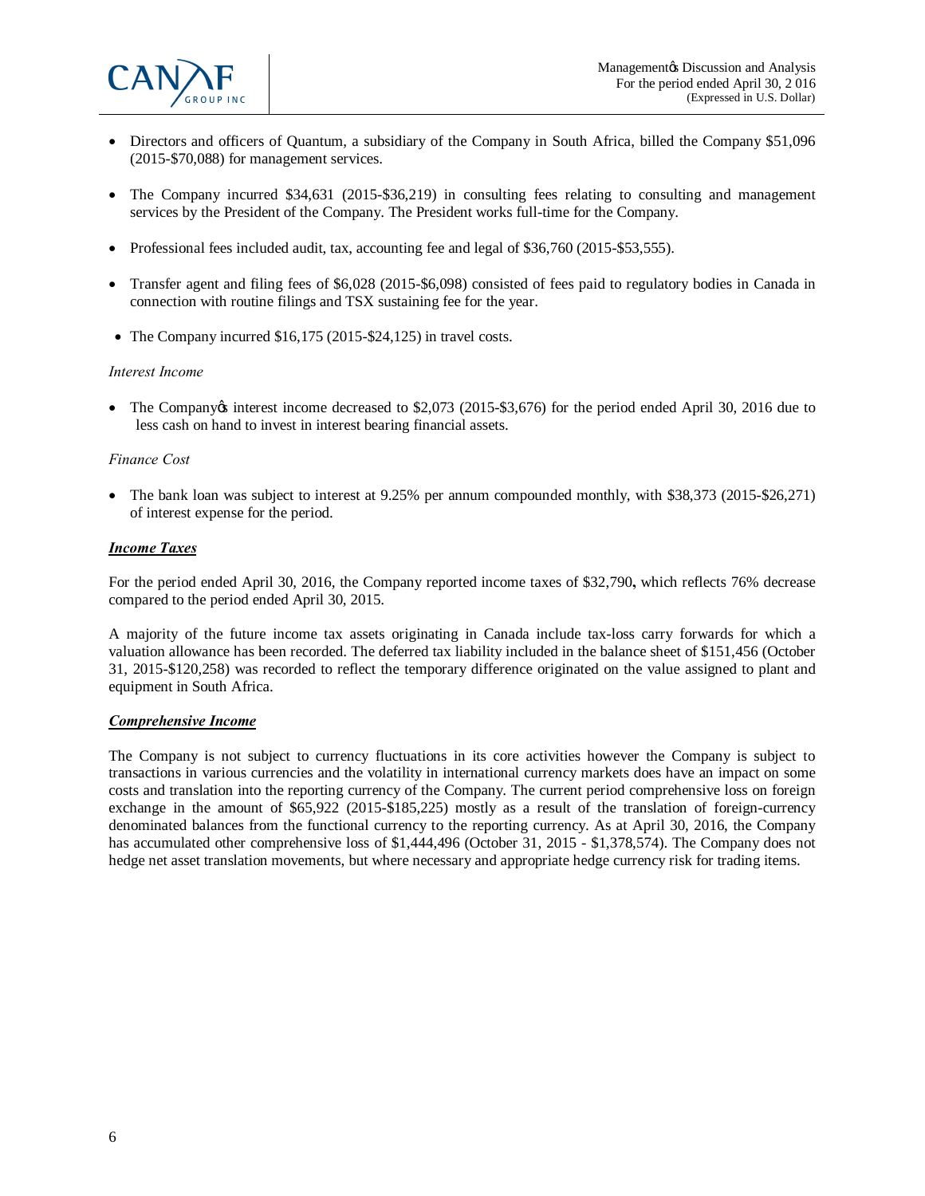- Directors and officers of Quantum, a subsidiary of the Company in South Africa, billed the Company $51,096 (2015-$70,088) for management services.
- The Company incurred $34,631 (2015-$36,219) in consulting fees relating to consulting and management services by the President of the Company. The President works full-time for the Company.
- Professional fees included audit, tax, accounting fee and legal of $36,760 (2015-$53,555).
- Transfer agent and filing fees of $6,028 (2015-$6,098) consisted of fees paid to regulatory bodies in Canada in connection with routine filings and TSX sustaining fee for the year.
- The Company incurred $16,175 (2015-$24,125) in travel costs.

*Interest Income*

- The Company's interest income decreased to $2,073 (2015-$3,676) for the period ended April 30, 2016 due to less cash on hand to invest in interest bearing financial assets.

*Finance Cost*

- The bank loan was subject to interest at 9.25% per annum compounded monthly, with $38,373 (2015-$26,271) of interest expense for the period.

***Income Taxes***

For the period ended April 30, 2016, the Company reported income taxes of $32,790**,** which reflects 76% decrease compared to the period ended April 30, 2015.

A majority of the future income tax assets originating in Canada include tax-loss carry forwards for which a valuation allowance has been recorded. The deferred tax liability included in the balance sheet of $151,456 (October 31, 2015-$120,258) was recorded to reflect the temporary difference originated on the value assigned to plant and equipment in South Africa.

***Comprehensive Income***

The Company is not subject to currency fluctuations in its core activities however the Company is subject to transactions in various currencies and the volatility in international currency markets does have an impact on some costs and translation into the reporting currency of the Company. The current period comprehensive loss on foreign exchange in the amount of $65,922 (2015-$185,225) mostly as a result of the translation of foreign-currency denominated balances from the functional currency to the reporting currency. As at April 30, 2016, the Company has accumulated other comprehensive loss of $1,444,496 (October 31, 2015 - $1,378,574). The Company does not hedge net asset translation movements, but where necessary and appropriate hedge currency risk for trading items.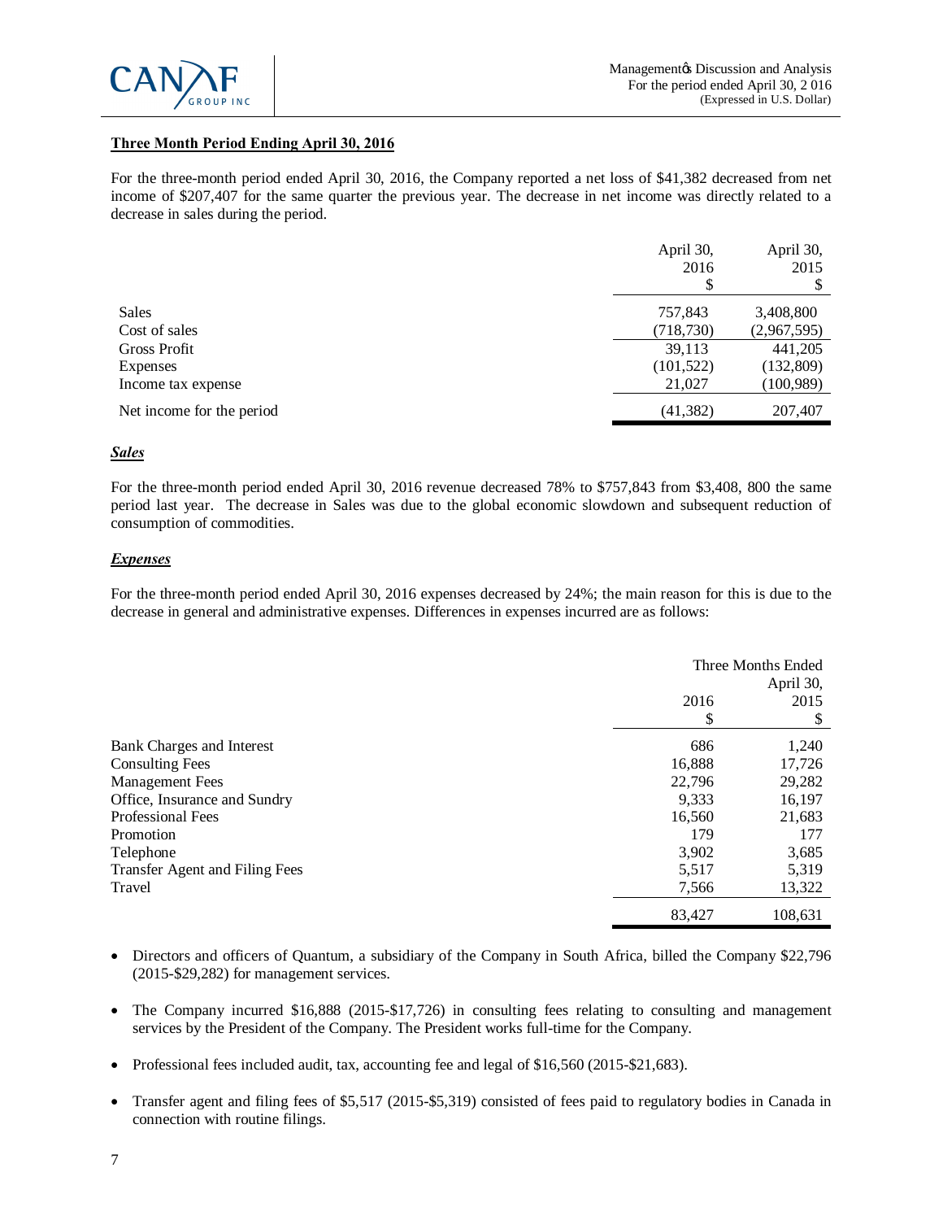**Three Month Period Ending April 30, 2016**

For the three-month period ended April 30, 2016, the Company reported a net loss of $41,382 decreased from net income of $207,407 for the same quarter the previous year. The decrease in net income was directly related to a decrease in sales during the period.

| | April 30, 2016 $ | April 30, 2015 $ |
|---|---|---|
| Sales | 757,843 | 3,408,800 |
| Cost of sales | (718,730) | (2,967,595) |
| Gross Profit | 39,113 | 441,205 |
| Expenses | (101,522) | (132,809) |
| Income tax expense | 21,027 | (100,989) |
| Net income for the period | (41,382) | 207,407 |

***Sales***

For the three-month period ended April 30, 2016 revenue decreased 78% to $757,843 from $3,408, 800 the same period last year. The decrease in Sales was due to the global economic slowdown and subsequent reduction of consumption of commodities.

***Expenses***

For the three-month period ended April 30, 2016 expenses decreased by 24%; the main reason for this is due to the decrease in general and administrative expenses. Differences in expenses incurred are as follows:

| | Three Months Ended April 30, | |
|---|---|---|
| | 2016 $ | 2015 $ |
| Bank Charges and Interest | 686 | 1,240 |
| Consulting Fees | 16,888 | 17,726 |
| Management Fees | 22,796 | 29,282 |
| Office, Insurance and Sundry | 9,333 | 16,197 |
| Professional Fees | 16,560 | 21,683 |
| Promotion | 179 | 177 |
| Telephone | 3,902 | 3,685 |
| Transfer Agent and Filing Fees | 5,517 | 5,319 |
| Travel | 7,566 | 13,322 |
| | 83,427 | 108,631 |

- Directors and officers of Quantum, a subsidiary of the Company in South Africa, billed the Company $22,796 (2015-$29,282) for management services.
- The Company incurred $16,888 (2015-$17,726) in consulting fees relating to consulting and management services by the President of the Company. The President works full-time for the Company.
- Professional fees included audit, tax, accounting fee and legal of $16,560 (2015-$21,683).
- Transfer agent and filing fees of $5,517 (2015-$5,319) consisted of fees paid to regulatory bodies in Canada in connection with routine filings.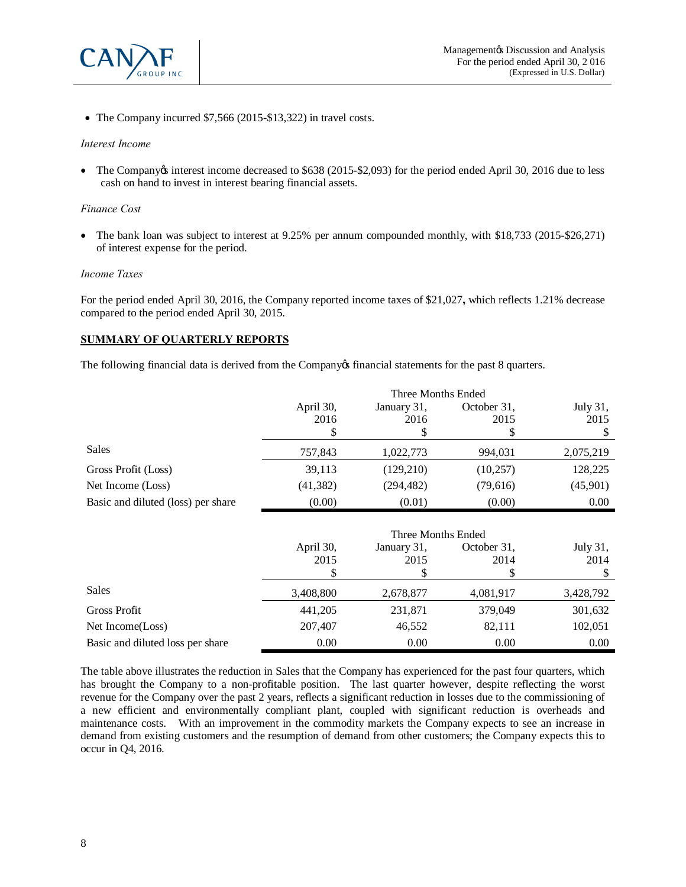- The Company incurred $7,566 (2015-$13,322) in travel costs.

*Interest Income*

- The Company's interest income decreased to $638 (2015-$2,093) for the period ended April 30, 2016 due to less cash on hand to invest in interest bearing financial assets.

*Finance Cost*

- The bank loan was subject to interest at 9.25% per annum compounded monthly, with $18,733 (2015-$26,271) of interest expense for the period.

*Income Taxes*

For the period ended April 30, 2016, the Company reported income taxes of $21,027**,** which reflects 1.21% decrease compared to the period ended April 30, 2015.

## SUMMARY OF QUARTERLY REPORTS

The following financial data is derived from the Company's financial statements for the past 8 quarters.

| | Three Months Ended | | | |
|---|---|---|---|---|
| | April 30, 2016 $ | January 31, 2016 $ | October 31, 2015 $ | July 31, 2015 $ |
| Sales | 757,843 | 1,022,773 | 994,031 | 2,075,219 |
| Gross Profit (Loss) | 39,113 | (129,210) | (10,257) | 128,225 |
| Net Income (Loss) | (41,382) | (294,482) | (79,616) | (45,901) |
| Basic and diluted (loss) per share | (0.00) | (0.01) | (0.00) | 0.00 |

| | Three Months Ended | | | |
|---|---|---|---|---|
| | April 30, 2015 $ | January 31, 2015 $ | October 31, 2014 $ | July 31, 2014 $ |
| Sales | 3,408,800 | 2,678,877 | 4,081,917 | 3,428,792 |
| Gross Profit | 441,205 | 231,871 | 379,049 | 301,632 |
| Net Income(Loss) | 207,407 | 46,552 | 82,111 | 102,051 |
| Basic and diluted loss per share | 0.00 | 0.00 | 0.00 | 0.00 |

The table above illustrates the reduction in Sales that the Company has experienced for the past four quarters, which has brought the Company to a non-profitable position. The last quarter however, despite reflecting the worst revenue for the Company over the past 2 years, reflects a significant reduction in losses due to the commissioning of a new efficient and environmentally compliant plant, coupled with significant reduction is overheads and maintenance costs. With an improvement in the commodity markets the Company expects to see an increase in demand from existing customers and the resumption of demand from other customers; the Company expects this to occur in Q4, 2016.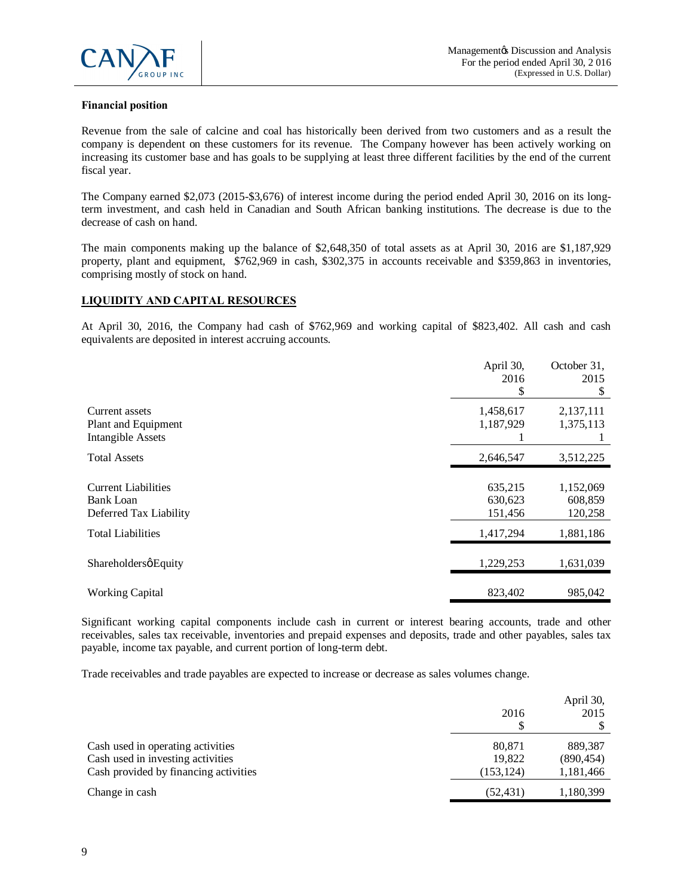**Financial position**

Revenue from the sale of calcine and coal has historically been derived from two customers and as a result the company is dependent on these customers for its revenue. The Company however has been actively working on increasing its customer base and has goals to be supplying at least three different facilities by the end of the current fiscal year.

The Company earned $2,073 (2015-$3,676) of interest income during the period ended April 30, 2016 on its long-term investment, and cash held in Canadian and South African banking institutions. The decrease is due to the decrease of cash on hand.

The main components making up the balance of $2,648,350 of total assets as at April 30, 2016 are $1,187,929 property, plant and equipment, $762,969 in cash, $302,375 in accounts receivable and $359,863 in inventories, comprising mostly of stock on hand.

## LIQUIDITY AND CAPITAL RESOURCES

At April 30, 2016, the Company had cash of $762,969 and working capital of $823,402. All cash and cash equivalents are deposited in interest accruing accounts.

| | April 30, 2016 $ | October 31, 2015 $ |
|---|---|---|
| Current assets | 1,458,617 | 2,137,111 |
| Plant and Equipment | 1,187,929 | 1,375,113 |
| Intangible Assets | 1 | 1 |
| Total Assets | 2,646,547 | 3,512,225 |
| Current Liabilities | 635,215 | 1,152,069 |
| Bank Loan | 630,623 | 608,859 |
| Deferred Tax Liability | 151,456 | 120,258 |
| Total Liabilities | 1,417,294 | 1,881,186 |
| Shareholders' Equity | 1,229,253 | 1,631,039 |
| Working Capital | 823,402 | 985,042 |

Significant working capital components include cash in current or interest bearing accounts, trade and other receivables, sales tax receivable, inventories and prepaid expenses and deposits, trade and other payables, sales tax payable, income tax payable, and current portion of long-term debt.

Trade receivables and trade payables are expected to increase or decrease as sales volumes change.

| | 2016 $ | April 30, 2015 $ |
|---|---|---|
| Cash used in operating activities | 80,871 | 889,387 |
| Cash used in investing activities | 19,822 | (890,454) |
| Cash provided by financing activities | (153,124) | 1,181,466 |
| Change in cash | (52,431) | 1,180,399 |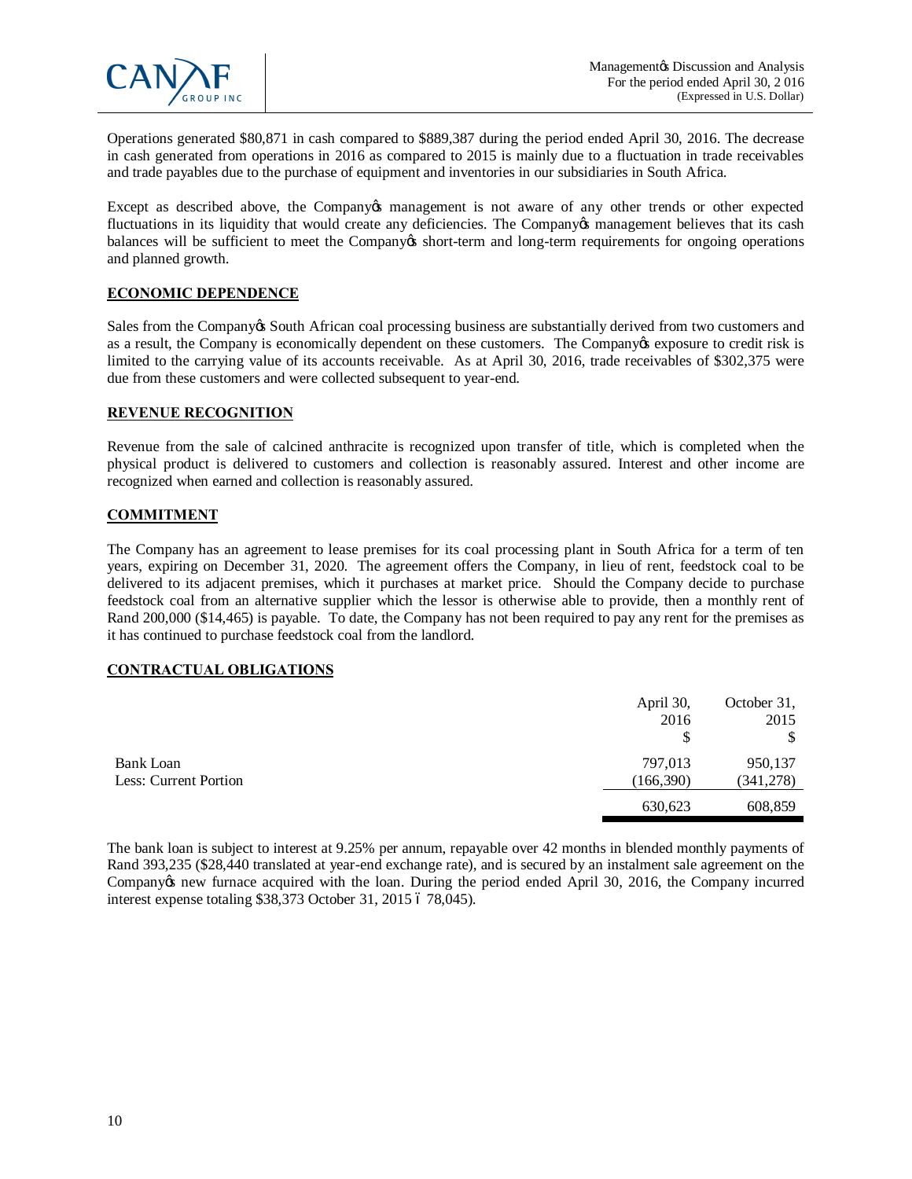Operations generated $80,871 in cash compared to $889,387 during the period ended April 30, 2016. The decrease in cash generated from operations in 2016 as compared to 2015 is mainly due to a fluctuation in trade receivables and trade payables due to the purchase of equipment and inventories in our subsidiaries in South Africa.

Except as described above, the Company's management is not aware of any other trends or other expected fluctuations in its liquidity that would create any deficiencies. The Company's management believes that its cash balances will be sufficient to meet the Company's short-term and long-term requirements for ongoing operations and planned growth.

## ECONOMIC DEPENDENCE

Sales from the Company's South African coal processing business are substantially derived from two customers and as a result, the Company is economically dependent on these customers. The Company's exposure to credit risk is limited to the carrying value of its accounts receivable. As at April 30, 2016, trade receivables of $302,375 were due from these customers and were collected subsequent to year-end.

## REVENUE RECOGNITION

Revenue from the sale of calcined anthracite is recognized upon transfer of title, which is completed when the physical product is delivered to customers and collection is reasonably assured. Interest and other income are recognized when earned and collection is reasonably assured.

## COMMITMENT

The Company has an agreement to lease premises for its coal processing plant in South Africa for a term of ten years, expiring on December 31, 2020. The agreement offers the Company, in lieu of rent, feedstock coal to be delivered to its adjacent premises, which it purchases at market price. Should the Company decide to purchase feedstock coal from an alternative supplier which the lessor is otherwise able to provide, then a monthly rent of Rand 200,000 ($14,465) is payable. To date, the Company has not been required to pay any rent for the premises as it has continued to purchase feedstock coal from the landlord.

## CONTRACTUAL OBLIGATIONS

| | April 30, 2016 $ | October 31, 2015 $ |
|---|---|---|
| Bank Loan | 797,013 | 950,137 |
| Less: Current Portion | (166,390) | (341,278) |
| | 630,623 | 608,859 |

The bank loan is subject to interest at 9.25% per annum, repayable over 42 months in blended monthly payments of Rand 393,235 ($28,440 translated at year-end exchange rate), and is secured by an instalment sale agreement on the Company's new furnace acquired with the loan. During the period ended April 30, 2016, the Company incurred interest expense totaling $38,373 October 31, 2015 – 78,045).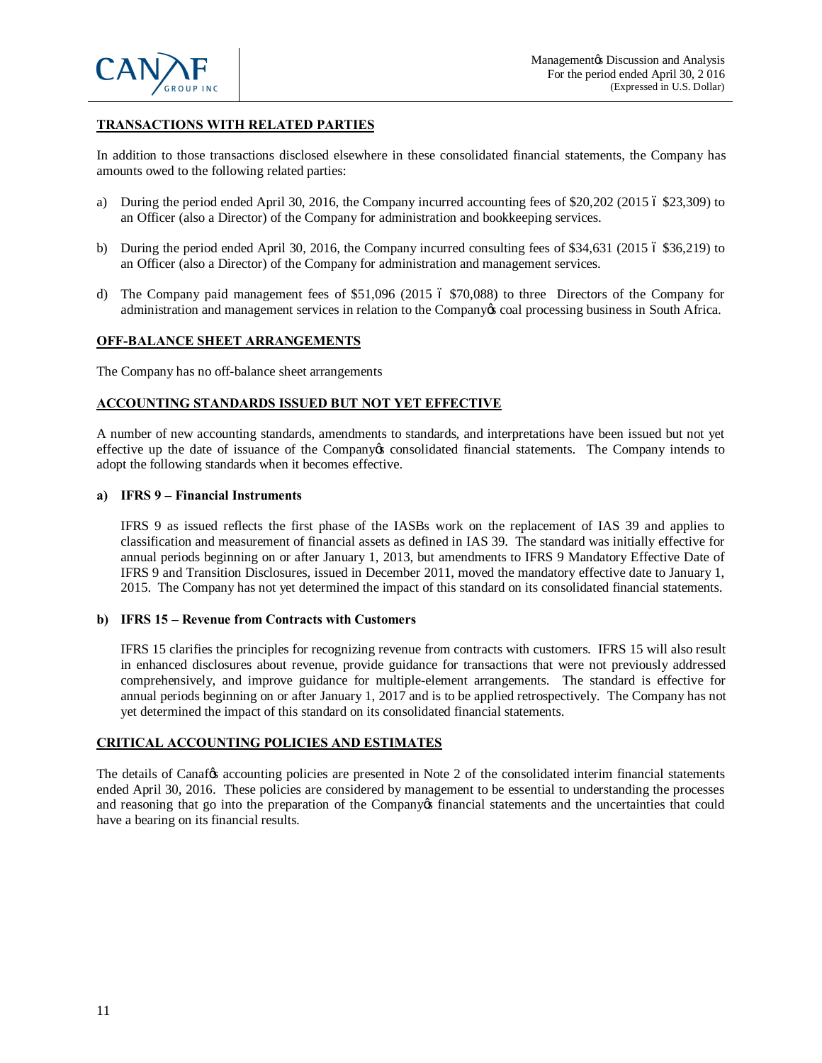## TRANSACTIONS WITH RELATED PARTIES

In addition to those transactions disclosed elsewhere in these consolidated financial statements, the Company has amounts owed to the following related parties:

a) During the period ended April 30, 2016, the Company incurred accounting fees of $20,202 (2015 – $23,309) to an Officer (also a Director) of the Company for administration and bookkeeping services.

b) During the period ended April 30, 2016, the Company incurred consulting fees of $34,631 (2015 – $36,219) to an Officer (also a Director) of the Company for administration and management services.

d) The Company paid management fees of $51,096 (2015 – $70,088) to three Directors of the Company for administration and management services in relation to the Company's coal processing business in South Africa.

## OFF-BALANCE SHEET ARRANGEMENTS

The Company has no off-balance sheet arrangements

## ACCOUNTING STANDARDS ISSUED BUT NOT YET EFFECTIVE

A number of new accounting standards, amendments to standards, and interpretations have been issued but not yet effective up the date of issuance of the Company's consolidated financial statements. The Company intends to adopt the following standards when it becomes effective.

### a) IFRS 9 – Financial Instruments

IFRS 9 as issued reflects the first phase of the IASBs work on the replacement of IAS 39 and applies to classification and measurement of financial assets as defined in IAS 39. The standard was initially effective for annual periods beginning on or after January 1, 2013, but amendments to IFRS 9 Mandatory Effective Date of IFRS 9 and Transition Disclosures, issued in December 2011, moved the mandatory effective date to January 1, 2015. The Company has not yet determined the impact of this standard on its consolidated financial statements.

### b) IFRS 15 – Revenue from Contracts with Customers

IFRS 15 clarifies the principles for recognizing revenue from contracts with customers. IFRS 15 will also result in enhanced disclosures about revenue, provide guidance for transactions that were not previously addressed comprehensively, and improve guidance for multiple-element arrangements. The standard is effective for annual periods beginning on or after January 1, 2017 and is to be applied retrospectively. The Company has not yet determined the impact of this standard on its consolidated financial statements.

## CRITICAL ACCOUNTING POLICIES AND ESTIMATES

The details of Canaf's accounting policies are presented in Note 2 of the consolidated interim financial statements ended April 30, 2016. These policies are considered by management to be essential to understanding the processes and reasoning that go into the preparation of the Company's financial statements and the uncertainties that could have a bearing on its financial results.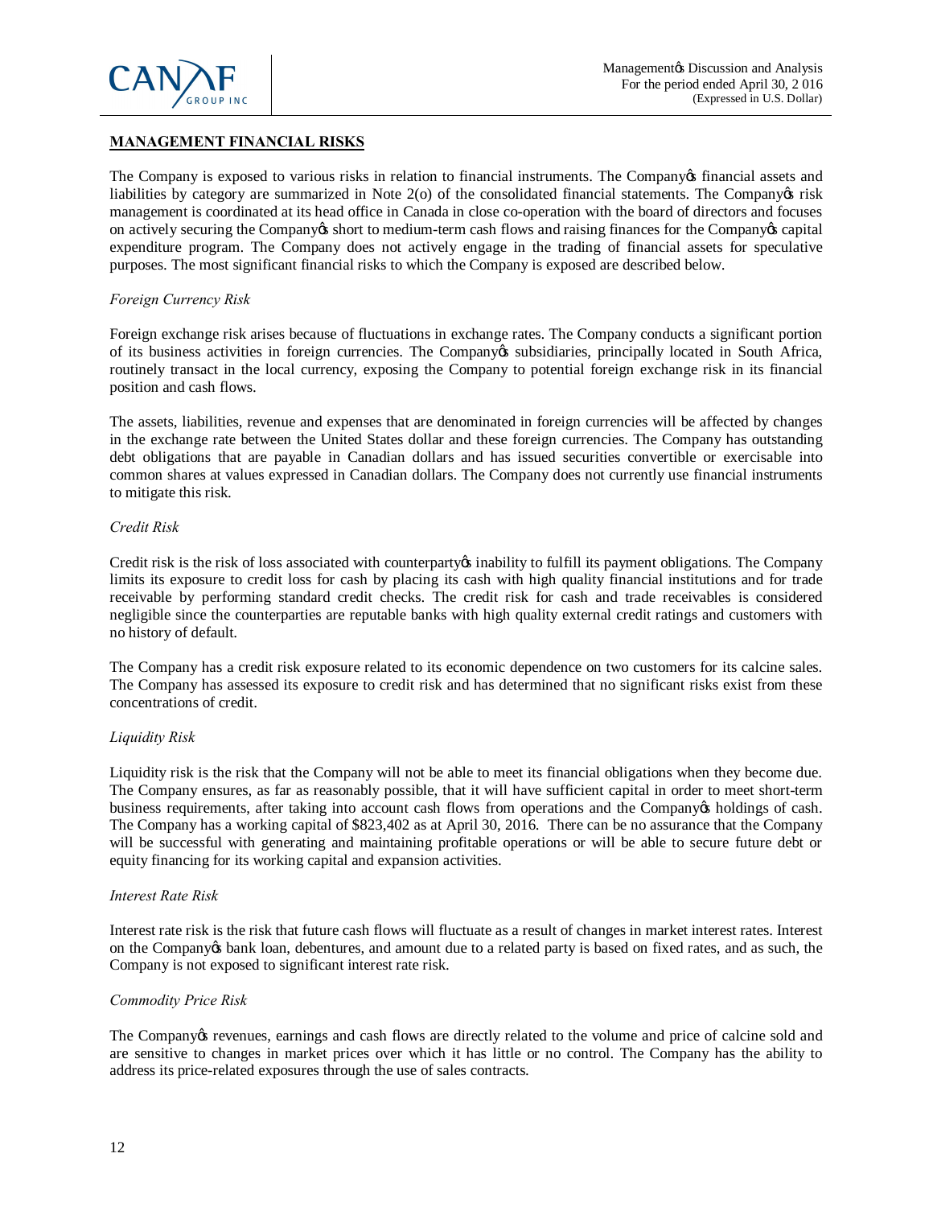## MANAGEMENT FINANCIAL RISKS

The Company is exposed to various risks in relation to financial instruments. The Company's financial assets and liabilities by category are summarized in Note 2(o) of the consolidated financial statements. The Company's risk management is coordinated at its head office in Canada in close co-operation with the board of directors and focuses on actively securing the Company's short to medium-term cash flows and raising finances for the Company's capital expenditure program. The Company does not actively engage in the trading of financial assets for speculative purposes. The most significant financial risks to which the Company is exposed are described below.

*Foreign Currency Risk*

Foreign exchange risk arises because of fluctuations in exchange rates. The Company conducts a significant portion of its business activities in foreign currencies. The Company's subsidiaries, principally located in South Africa, routinely transact in the local currency, exposing the Company to potential foreign exchange risk in its financial position and cash flows.

The assets, liabilities, revenue and expenses that are denominated in foreign currencies will be affected by changes in the exchange rate between the United States dollar and these foreign currencies. The Company has outstanding debt obligations that are payable in Canadian dollars and has issued securities convertible or exercisable into common shares at values expressed in Canadian dollars. The Company does not currently use financial instruments to mitigate this risk.

*Credit Risk*

Credit risk is the risk of loss associated with counterparty's inability to fulfill its payment obligations. The Company limits its exposure to credit loss for cash by placing its cash with high quality financial institutions and for trade receivable by performing standard credit checks. The credit risk for cash and trade receivables is considered negligible since the counterparties are reputable banks with high quality external credit ratings and customers with no history of default.

The Company has a credit risk exposure related to its economic dependence on two customers for its calcine sales. The Company has assessed its exposure to credit risk and has determined that no significant risks exist from these concentrations of credit.

*Liquidity Risk*

Liquidity risk is the risk that the Company will not be able to meet its financial obligations when they become due. The Company ensures, as far as reasonably possible, that it will have sufficient capital in order to meet short-term business requirements, after taking into account cash flows from operations and the Company's holdings of cash. The Company has a working capital of $823,402 as at April 30, 2016. There can be no assurance that the Company will be successful with generating and maintaining profitable operations or will be able to secure future debt or equity financing for its working capital and expansion activities.

*Interest Rate Risk*

Interest rate risk is the risk that future cash flows will fluctuate as a result of changes in market interest rates. Interest on the Company's bank loan, debentures, and amount due to a related party is based on fixed rates, and as such, the Company is not exposed to significant interest rate risk.

*Commodity Price Risk*

The Company's revenues, earnings and cash flows are directly related to the volume and price of calcine sold and are sensitive to changes in market prices over which it has little or no control. The Company has the ability to address its price-related exposures through the use of sales contracts.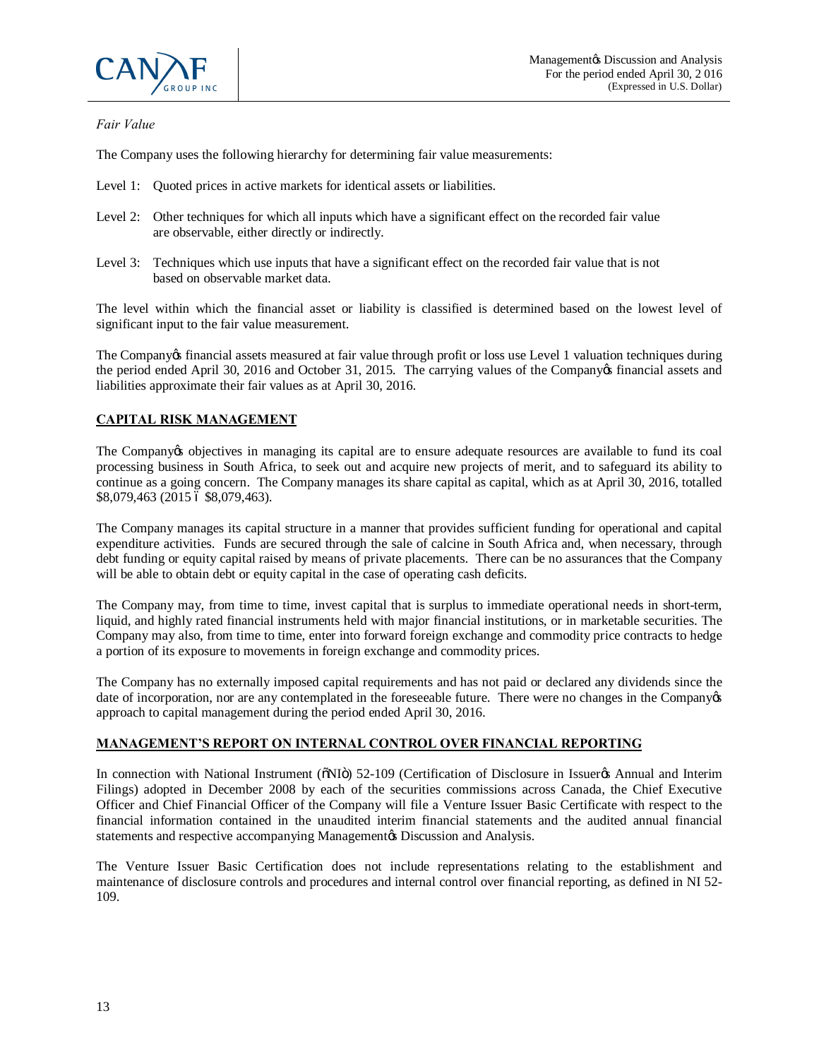*Fair Value*

The Company uses the following hierarchy for determining fair value measurements:

Level 1: Quoted prices in active markets for identical assets or liabilities.

Level 2: Other techniques for which all inputs which have a significant effect on the recorded fair value are observable, either directly or indirectly.

Level 3: Techniques which use inputs that have a significant effect on the recorded fair value that is not based on observable market data.

The level within which the financial asset or liability is classified is determined based on the lowest level of significant input to the fair value measurement.

The Company's financial assets measured at fair value through profit or loss use Level 1 valuation techniques during the period ended April 30, 2016 and October 31, 2015. The carrying values of the Company's financial assets and liabilities approximate their fair values as at April 30, 2016.

## CAPITAL RISK MANAGEMENT

The Company's objectives in managing its capital are to ensure adequate resources are available to fund its coal processing business in South Africa, to seek out and acquire new projects of merit, and to safeguard its ability to continue as a going concern. The Company manages its share capital as capital, which as at April 30, 2016, totalled $8,079,463 (2015 – $8,079,463).

The Company manages its capital structure in a manner that provides sufficient funding for operational and capital expenditure activities. Funds are secured through the sale of calcine in South Africa and, when necessary, through debt funding or equity capital raised by means of private placements. There can be no assurances that the Company will be able to obtain debt or equity capital in the case of operating cash deficits.

The Company may, from time to time, invest capital that is surplus to immediate operational needs in short-term, liquid, and highly rated financial instruments held with major financial institutions, or in marketable securities. The Company may also, from time to time, enter into forward foreign exchange and commodity price contracts to hedge a portion of its exposure to movements in foreign exchange and commodity prices.

The Company has no externally imposed capital requirements and has not paid or declared any dividends since the date of incorporation, nor are any contemplated in the foreseeable future. There were no changes in the Company's approach to capital management during the period ended April 30, 2016.

## MANAGEMENT'S REPORT ON INTERNAL CONTROL OVER FINANCIAL REPORTING

In connection with National Instrument ("NI") 52-109 (Certification of Disclosure in Issuer's Annual and Interim Filings) adopted in December 2008 by each of the securities commissions across Canada, the Chief Executive Officer and Chief Financial Officer of the Company will file a Venture Issuer Basic Certificate with respect to the financial information contained in the unaudited interim financial statements and the audited annual financial statements and respective accompanying Management's Discussion and Analysis.

The Venture Issuer Basic Certification does not include representations relating to the establishment and maintenance of disclosure controls and procedures and internal control over financial reporting, as defined in NI 52-109.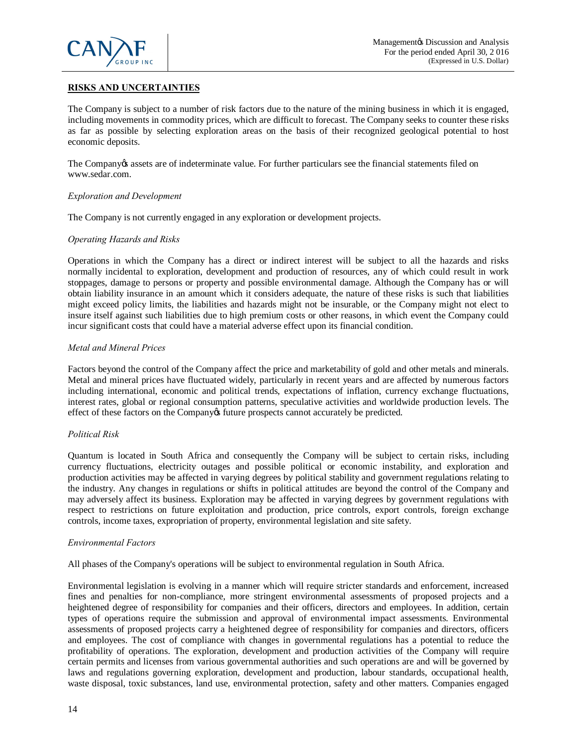## RISKS AND UNCERTAINTIES

The Company is subject to a number of risk factors due to the nature of the mining business in which it is engaged, including movements in commodity prices, which are difficult to forecast. The Company seeks to counter these risks as far as possible by selecting exploration areas on the basis of their recognized geological potential to host economic deposits.

The Company's assets are of indeterminate value. For further particulars see the financial statements filed on www.sedar.com.

*Exploration and Development*

The Company is not currently engaged in any exploration or development projects.

*Operating Hazards and Risks*

Operations in which the Company has a direct or indirect interest will be subject to all the hazards and risks normally incidental to exploration, development and production of resources, any of which could result in work stoppages, damage to persons or property and possible environmental damage. Although the Company has or will obtain liability insurance in an amount which it considers adequate, the nature of these risks is such that liabilities might exceed policy limits, the liabilities and hazards might not be insurable, or the Company might not elect to insure itself against such liabilities due to high premium costs or other reasons, in which event the Company could incur significant costs that could have a material adverse effect upon its financial condition.

*Metal and Mineral Prices*

Factors beyond the control of the Company affect the price and marketability of gold and other metals and minerals. Metal and mineral prices have fluctuated widely, particularly in recent years and are affected by numerous factors including international, economic and political trends, expectations of inflation, currency exchange fluctuations, interest rates, global or regional consumption patterns, speculative activities and worldwide production levels. The effect of these factors on the Company's future prospects cannot accurately be predicted.

*Political Risk*

Quantum is located in South Africa and consequently the Company will be subject to certain risks, including currency fluctuations, electricity outages and possible political or economic instability, and exploration and production activities may be affected in varying degrees by political stability and government regulations relating to the industry. Any changes in regulations or shifts in political attitudes are beyond the control of the Company and may adversely affect its business. Exploration may be affected in varying degrees by government regulations with respect to restrictions on future exploitation and production, price controls, export controls, foreign exchange controls, income taxes, expropriation of property, environmental legislation and site safety.

*Environmental Factors*

All phases of the Company's operations will be subject to environmental regulation in South Africa.

Environmental legislation is evolving in a manner which will require stricter standards and enforcement, increased fines and penalties for non-compliance, more stringent environmental assessments of proposed projects and a heightened degree of responsibility for companies and their officers, directors and employees. In addition, certain types of operations require the submission and approval of environmental impact assessments. Environmental assessments of proposed projects carry a heightened degree of responsibility for companies and directors, officers and employees. The cost of compliance with changes in governmental regulations has a potential to reduce the profitability of operations. The exploration, development and production activities of the Company will require certain permits and licenses from various governmental authorities and such operations are and will be governed by laws and regulations governing exploration, development and production, labour standards, occupational health, waste disposal, toxic substances, land use, environmental protection, safety and other matters. Companies engaged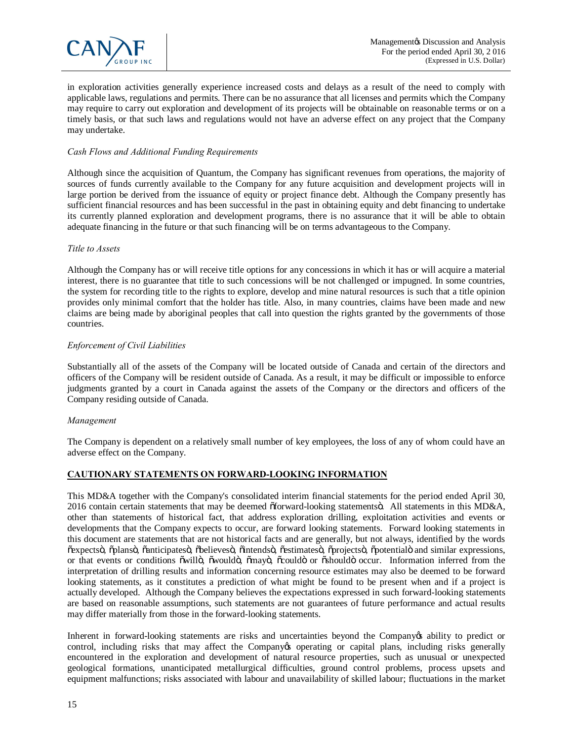in exploration activities generally experience increased costs and delays as a result of the need to comply with applicable laws, regulations and permits. There can be no assurance that all licenses and permits which the Company may require to carry out exploration and development of its projects will be obtainable on reasonable terms or on a timely basis, or that such laws and regulations would not have an adverse effect on any project that the Company may undertake.

*Cash Flows and Additional Funding Requirements*

Although since the acquisition of Quantum, the Company has significant revenues from operations, the majority of sources of funds currently available to the Company for any future acquisition and development projects will in large portion be derived from the issuance of equity or project finance debt. Although the Company presently has sufficient financial resources and has been successful in the past in obtaining equity and debt financing to undertake its currently planned exploration and development programs, there is no assurance that it will be able to obtain adequate financing in the future or that such financing will be on terms advantageous to the Company.

*Title to Assets*

Although the Company has or will receive title options for any concessions in which it has or will acquire a material interest, there is no guarantee that title to such concessions will be not challenged or impugned. In some countries, the system for recording title to the rights to explore, develop and mine natural resources is such that a title opinion provides only minimal comfort that the holder has title. Also, in many countries, claims have been made and new claims are being made by aboriginal peoples that call into question the rights granted by the governments of those countries.

*Enforcement of Civil Liabilities*

Substantially all of the assets of the Company will be located outside of Canada and certain of the directors and officers of the Company will be resident outside of Canada. As a result, it may be difficult or impossible to enforce judgments granted by a court in Canada against the assets of the Company or the directors and officers of the Company residing outside of Canada.

*Management*

The Company is dependent on a relatively small number of key employees, the loss of any of whom could have an adverse effect on the Company.

## CAUTIONARY STATEMENTS ON FORWARD-LOOKING INFORMATION

This MD&A together with the Company's consolidated interim financial statements for the period ended April 30, 2016 contain certain statements that may be deemed "forward-looking statements". All statements in this MD&A, other than statements of historical fact, that address exploration drilling, exploitation activities and events or developments that the Company expects to occur, are forward looking statements. Forward looking statements in this document are statements that are not historical facts and are generally, but not always, identified by the words "expects", "plans", "anticipates", "believes", "intends", "estimates", "projects", "potential" and similar expressions, or that events or conditions "will", "would", "may", "could" or "should" occur. Information inferred from the interpretation of drilling results and information concerning resource estimates may also be deemed to be forward looking statements, as it constitutes a prediction of what might be found to be present when and if a project is actually developed. Although the Company believes the expectations expressed in such forward-looking statements are based on reasonable assumptions, such statements are not guarantees of future performance and actual results may differ materially from those in the forward-looking statements.

Inherent in forward-looking statements are risks and uncertainties beyond the Company's ability to predict or control, including risks that may affect the Company's operating or capital plans, including risks generally encountered in the exploration and development of natural resource properties, such as unusual or unexpected geological formations, unanticipated metallurgical difficulties, ground control problems, process upsets and equipment malfunctions; risks associated with labour and unavailability of skilled labour; fluctuations in the market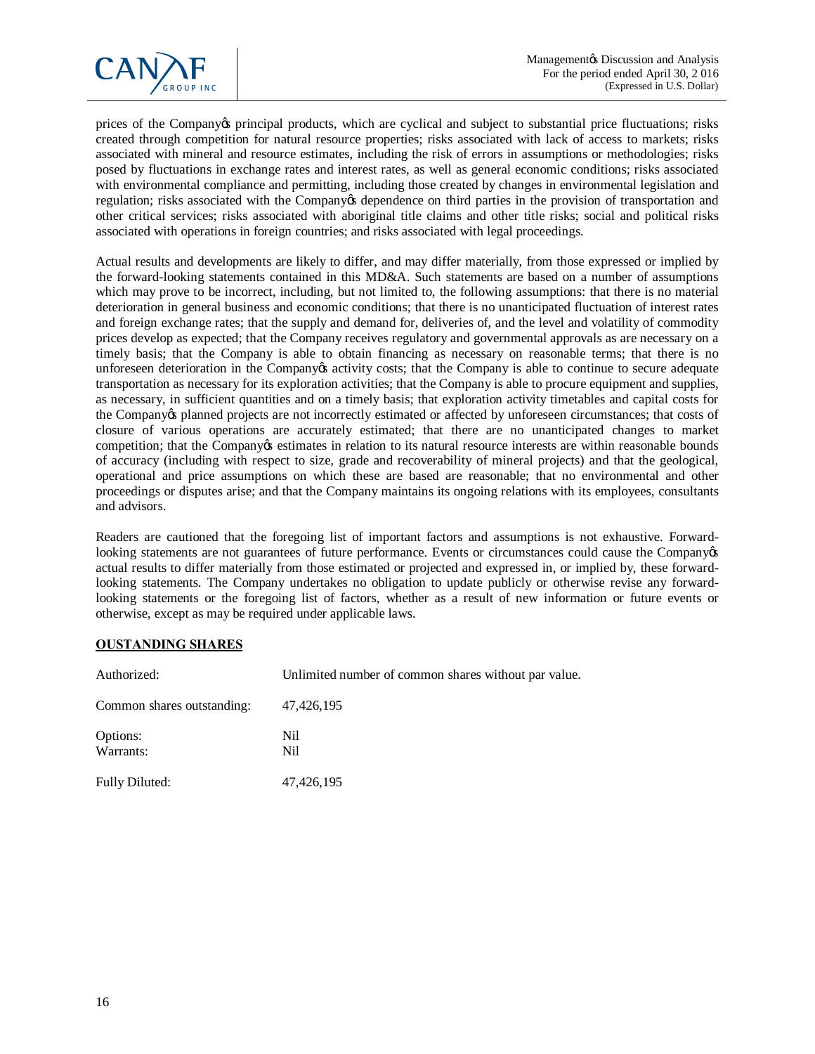prices of the Company's principal products, which are cyclical and subject to substantial price fluctuations; risks created through competition for natural resource properties; risks associated with lack of access to markets; risks associated with mineral and resource estimates, including the risk of errors in assumptions or methodologies; risks posed by fluctuations in exchange rates and interest rates, as well as general economic conditions; risks associated with environmental compliance and permitting, including those created by changes in environmental legislation and regulation; risks associated with the Company's dependence on third parties in the provision of transportation and other critical services; risks associated with aboriginal title claims and other title risks; social and political risks associated with operations in foreign countries; and risks associated with legal proceedings.

Actual results and developments are likely to differ, and may differ materially, from those expressed or implied by the forward-looking statements contained in this MD&A. Such statements are based on a number of assumptions which may prove to be incorrect, including, but not limited to, the following assumptions: that there is no material deterioration in general business and economic conditions; that there is no unanticipated fluctuation of interest rates and foreign exchange rates; that the supply and demand for, deliveries of, and the level and volatility of commodity prices develop as expected; that the Company receives regulatory and governmental approvals as are necessary on a timely basis; that the Company is able to obtain financing as necessary on reasonable terms; that there is no unforeseen deterioration in the Company's activity costs; that the Company is able to continue to secure adequate transportation as necessary for its exploration activities; that the Company is able to procure equipment and supplies, as necessary, in sufficient quantities and on a timely basis; that exploration activity timetables and capital costs for the Company's planned projects are not incorrectly estimated or affected by unforeseen circumstances; that costs of closure of various operations are accurately estimated; that there are no unanticipated changes to market competition; that the Company's estimates in relation to its natural resource interests are within reasonable bounds of accuracy (including with respect to size, grade and recoverability of mineral projects) and that the geological, operational and price assumptions on which these are based are reasonable; that no environmental and other proceedings or disputes arise; and that the Company maintains its ongoing relations with its employees, consultants and advisors.

Readers are cautioned that the foregoing list of important factors and assumptions is not exhaustive. Forward-looking statements are not guarantees of future performance. Events or circumstances could cause the Company's actual results to differ materially from those estimated or projected and expressed in, or implied by, these forward-looking statements. The Company undertakes no obligation to update publicly or otherwise revise any forward-looking statements or the foregoing list of factors, whether as a result of new information or future events or otherwise, except as may be required under applicable laws.

## OUSTANDING SHARES

| | |
|---|---|
| Authorized: | Unlimited number of common shares without par value. |
| Common shares outstanding: | 47,426,195 |
| Options: | Nil |
| Warrants: | Nil |
| Fully Diluted: | 47,426,195 |